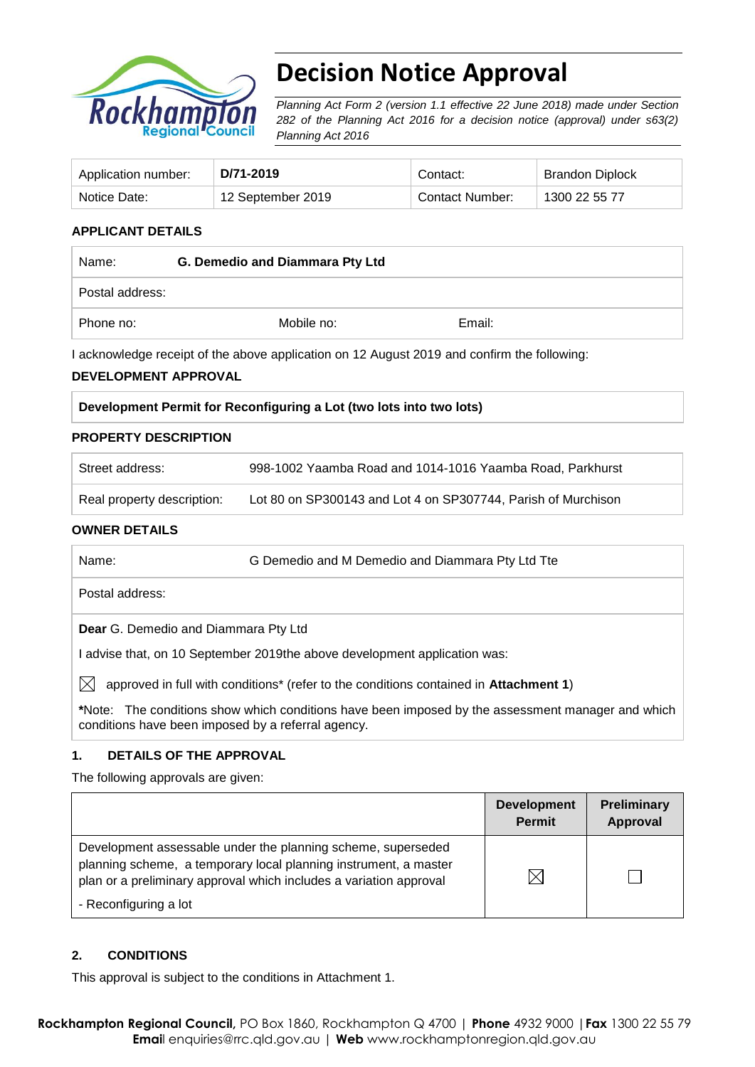# Decision Notice Approval

*Planning Act Form 2 (version 1.1 effective 22 June 2018) made under Section 282 of the Planning Act 2016 for a decision notice (approval) under s63(2) Planning Act 2016*

| Application number: | **D/71-2019** | Contact: | Brandon Diplock |
|---|---|---|---|
| Notice Date: | 12 September 2019 | Contact Number: | 1300 22 55 77 |

**APPLICANT DETAILS**

| Name: | **G. Demedio and Diammara Pty Ltd** | |
|---|---|---|
| Postal address: | | |
| Phone no: | Mobile no: | Email: |

I acknowledge receipt of the above application on 12 August 2019 and confirm the following:

**DEVELOPMENT APPROVAL**

| **Development Permit for Reconfiguring a Lot (two lots into two lots)** |
|---|

**PROPERTY DESCRIPTION**

| Street address: | 998-1002 Yaamba Road and 1014-1016 Yaamba Road, Parkhurst |
|---|---|
| Real property description: | Lot 80 on SP300143 and Lot 4 on SP307744, Parish of Murchison |

**OWNER DETAILS**

| Name: | G Demedio and M Demedio and Diammara Pty Ltd Tte |
|---|---|
| Postal address: | |

**Dear** G. Demedio and Diammara Pty Ltd

I advise that, on 10 September 2019the above development application was:

☒ approved in full with conditions* (refer to the conditions contained in **Attachment 1**)

***Note:** The conditions show which conditions have been imposed by the assessment manager and which conditions have been imposed by a referral agency.

## 1. DETAILS OF THE APPROVAL

The following approvals are given:

| | **Development Permit** | **Preliminary Approval** |
|---|---|---|
| Development assessable under the planning scheme, superseded planning scheme, a temporary local planning instrument, a master plan or a preliminary approval which includes a variation approval<br>- Reconfiguring a lot | ☒ | ☐ |

## 2. CONDITIONS

This approval is subject to the conditions in Attachment 1.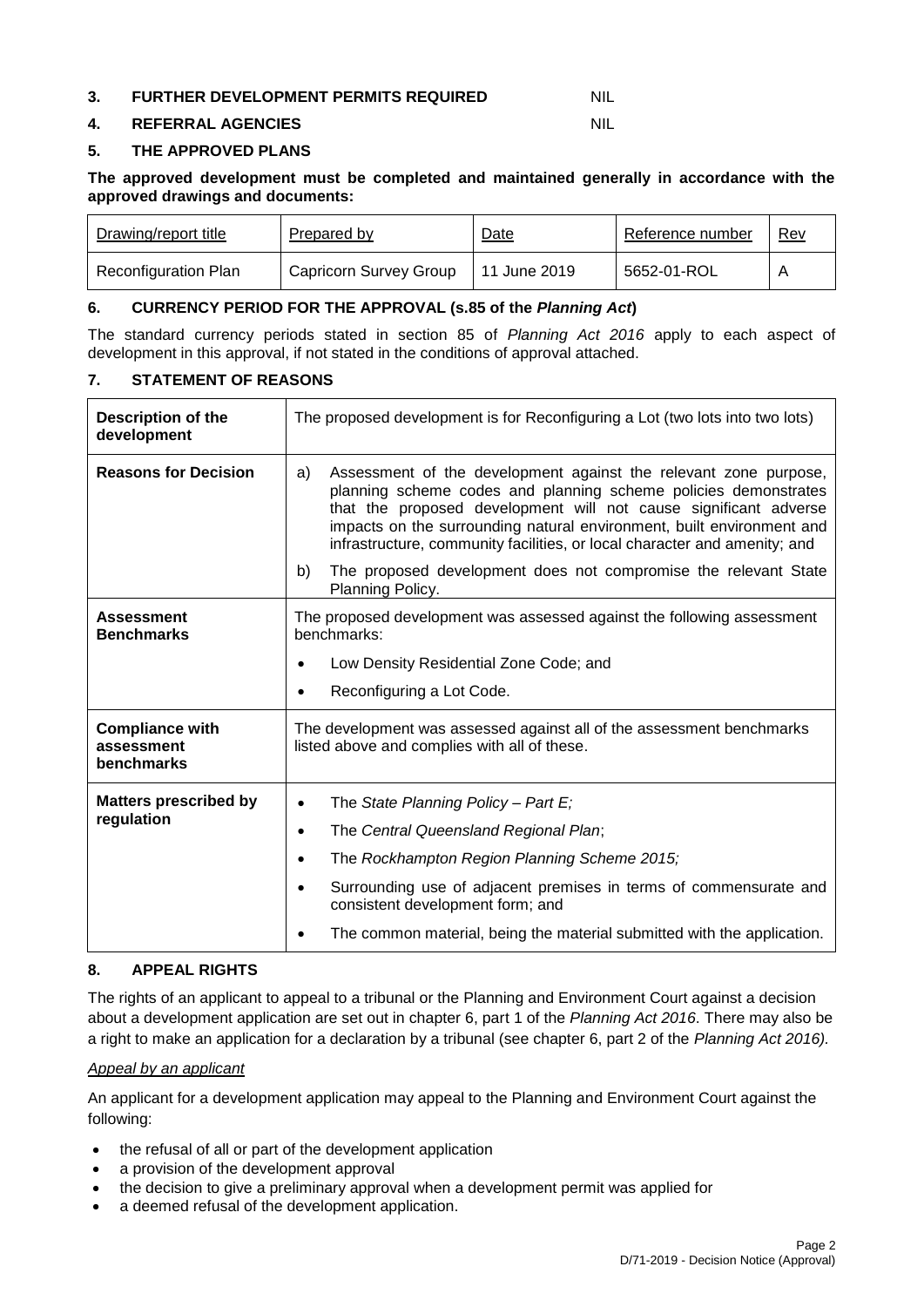## 3. FURTHER DEVELOPMENT PERMITS REQUIRED NIL

## 4. REFERRAL AGENCIES NIL

## 5. THE APPROVED PLANS

**The approved development must be completed and maintained generally in accordance with the approved drawings and documents:**

| Drawing/report title | Prepared by | Date | Reference number | Rev |
|---|---|---|---|---|
| Reconfiguration Plan | Capricorn Survey Group | 11 June 2019 | 5652-01-ROL | A |

## 6. CURRENCY PERIOD FOR THE APPROVAL (s.85 of the *Planning Act*)

The standard currency periods stated in section 85 of *Planning Act 2016* apply to each aspect of development in this approval, if not stated in the conditions of approval attached.

## 7. STATEMENT OF REASONS

| | |
|---|---|
| **Description of the development** | The proposed development is for Reconfiguring a Lot (two lots into two lots) |
| **Reasons for Decision** | a) Assessment of the development against the relevant zone purpose, planning scheme codes and planning scheme policies demonstrates that the proposed development will not cause significant adverse impacts on the surrounding natural environment, built environment and infrastructure, community facilities, or local character and amenity; and<br>b) The proposed development does not compromise the relevant State Planning Policy. |
| **Assessment Benchmarks** | The proposed development was assessed against the following assessment benchmarks:<br>• Low Density Residential Zone Code; and<br>• Reconfiguring a Lot Code. |
| **Compliance with assessment benchmarks** | The development was assessed against all of the assessment benchmarks listed above and complies with all of these. |
| **Matters prescribed by regulation** | • The *State Planning Policy – Part E;*<br>• The *Central Queensland Regional Plan*;<br>• The *Rockhampton Region Planning Scheme 2015;*<br>• Surrounding use of adjacent premises in terms of commensurate and consistent development form; and<br>• The common material, being the material submitted with the application. |

## 8. APPEAL RIGHTS

The rights of an applicant to appeal to a tribunal or the Planning and Environment Court against a decision about a development application are set out in chapter 6, part 1 of the *Planning Act 2016*. There may also be a right to make an application for a declaration by a tribunal (see chapter 6, part 2 of the *Planning Act 2016).*

*Appeal by an applicant*

An applicant for a development application may appeal to the Planning and Environment Court against the following:

- the refusal of all or part of the development application
- a provision of the development approval
- the decision to give a preliminary approval when a development permit was applied for
- a deemed refusal of the development application.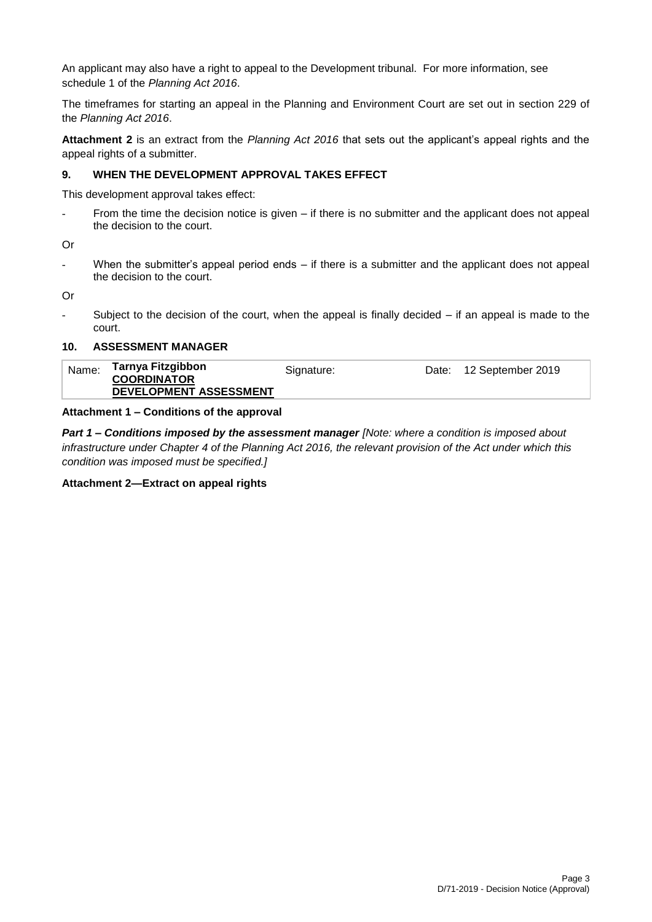An applicant may also have a right to appeal to the Development tribunal. For more information, see schedule 1 of the *Planning Act 2016*.

The timeframes for starting an appeal in the Planning and Environment Court are set out in section 229 of the *Planning Act 2016*.

**Attachment 2** is an extract from the *Planning Act 2016* that sets out the applicant's appeal rights and the appeal rights of a submitter.

## 9. WHEN THE DEVELOPMENT APPROVAL TAKES EFFECT

This development approval takes effect:

- From the time the decision notice is given – if there is no submitter and the applicant does not appeal the decision to the court.

Or

- When the submitter's appeal period ends – if there is a submitter and the applicant does not appeal the decision to the court.

Or

- Subject to the decision of the court, when the appeal is finally decided – if an appeal is made to the court.

## 10. ASSESSMENT MANAGER

| Name: | **Tarnya Fitzgibbon** **COORDINATOR DEVELOPMENT ASSESSMENT** | Signature: | Date: | 12 September 2019 |
|---|---|---|---|---|

**Attachment 1 – Conditions of the approval**

***Part 1 – Conditions imposed by the assessment manager*** *[Note: where a condition is imposed about infrastructure under Chapter 4 of the Planning Act 2016, the relevant provision of the Act under which this condition was imposed must be specified.]*

**Attachment 2—Extract on appeal rights**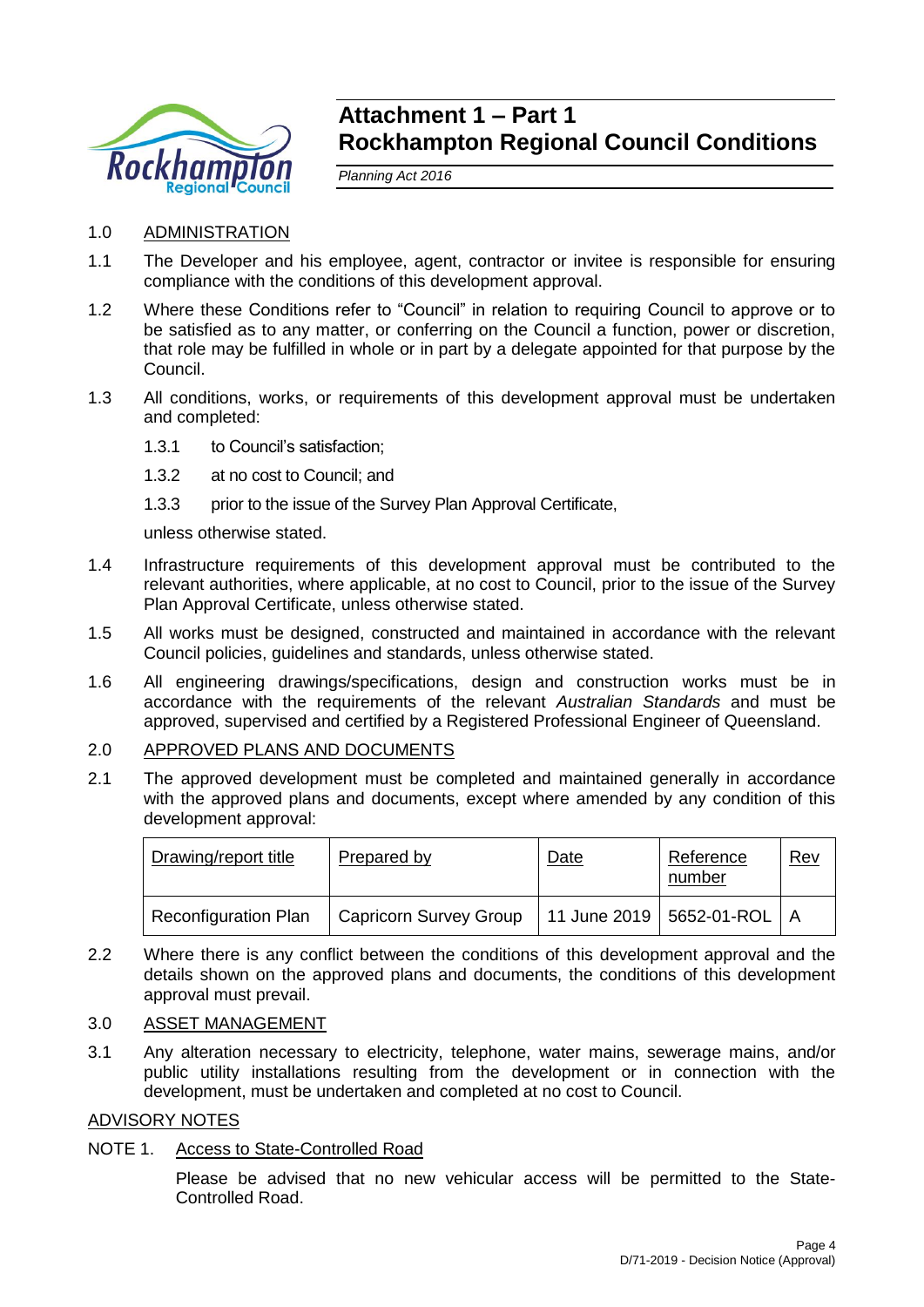# Attachment 1 – Part 1
# Rockhampton Regional Council Conditions

*Planning Act 2016*

1.0 ADMINISTRATION

1.1 The Developer and his employee, agent, contractor or invitee is responsible for ensuring compliance with the conditions of this development approval.

1.2 Where these Conditions refer to "Council" in relation to requiring Council to approve or to be satisfied as to any matter, or conferring on the Council a function, power or discretion, that role may be fulfilled in whole or in part by a delegate appointed for that purpose by the Council.

1.3 All conditions, works, or requirements of this development approval must be undertaken and completed:

- 1.3.1 to Council's satisfaction;
- 1.3.2 at no cost to Council; and
- 1.3.3 prior to the issue of the Survey Plan Approval Certificate,

unless otherwise stated.

1.4 Infrastructure requirements of this development approval must be contributed to the relevant authorities, where applicable, at no cost to Council, prior to the issue of the Survey Plan Approval Certificate, unless otherwise stated.

1.5 All works must be designed, constructed and maintained in accordance with the relevant Council policies, guidelines and standards, unless otherwise stated.

1.6 All engineering drawings/specifications, design and construction works must be in accordance with the requirements of the relevant *Australian Standards* and must be approved, supervised and certified by a Registered Professional Engineer of Queensland.

2.0 APPROVED PLANS AND DOCUMENTS

2.1 The approved development must be completed and maintained generally in accordance with the approved plans and documents, except where amended by any condition of this development approval:

| Drawing/report title | Prepared by | Date | Reference number | Rev |
|---|---|---|---|---|
| Reconfiguration Plan | Capricorn Survey Group | 11 June 2019 | 5652-01-ROL | A |

2.2 Where there is any conflict between the conditions of this development approval and the details shown on the approved plans and documents, the conditions of this development approval must prevail.

3.0 ASSET MANAGEMENT

3.1 Any alteration necessary to electricity, telephone, water mains, sewerage mains, and/or public utility installations resulting from the development or in connection with the development, must be undertaken and completed at no cost to Council.

ADVISORY NOTES

NOTE 1. Access to State-Controlled Road

Please be advised that no new vehicular access will be permitted to the State-Controlled Road.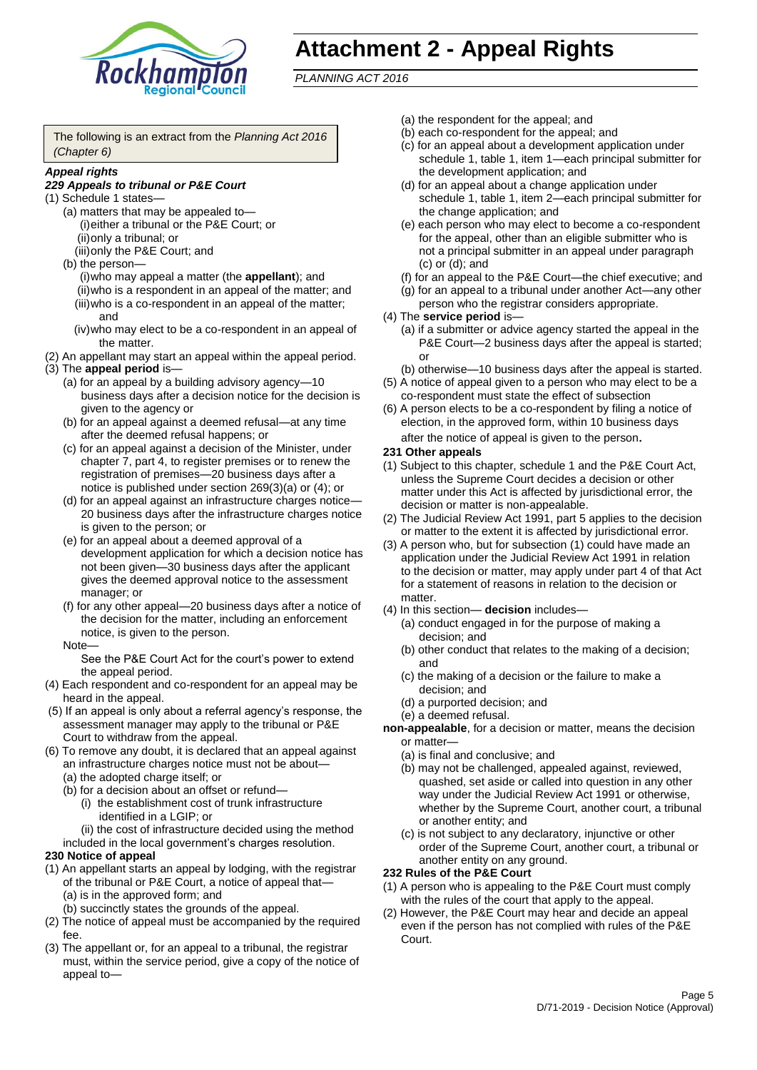# Attachment 2 - Appeal Rights

*PLANNING ACT 2016*

The following is an extract from the *Planning Act 2016 (Chapter 6)*

***Appeal rights***

***229 Appeals to tribunal or P&E Court***

(1) Schedule 1 states—

(a) matters that may be appealed to—
 (i) either a tribunal or the P&E Court; or
 (ii) only a tribunal; or
 (iii) only the P&E Court; and

(b) the person—
 (i) who may appeal a matter (the **appellant**); and
 (ii) who is a respondent in an appeal of the matter; and
 (iii) who is a co-respondent in an appeal of the matter; and
 (iv) who may elect to be a co-respondent in an appeal of the matter.

(2) An appellant may start an appeal within the appeal period.

(3) The **appeal period** is—

(a) for an appeal by a building advisory agency—10 business days after a decision notice for the decision is given to the agency or

(b) for an appeal against a deemed refusal—at any time after the deemed refusal happens; or

(c) for an appeal against a decision of the Minister, under chapter 7, part 4, to register premises or to renew the registration of premises—20 business days after a notice is published under section 269(3)(a) or (4); or

(d) for an appeal against an infrastructure charges notice—20 business days after the infrastructure charges notice is given to the person; or

(e) for an appeal about a deemed approval of a development application for which a decision notice has not been given—30 business days after the applicant gives the deemed approval notice to the assessment manager; or

(f) for any other appeal—20 business days after a notice of the decision for the matter, including an enforcement notice, is given to the person.

Note—

See the P&E Court Act for the court's power to extend the appeal period.

(4) Each respondent and co-respondent for an appeal may be heard in the appeal.

(5) If an appeal is only about a referral agency's response, the assessment manager may apply to the tribunal or P&E Court to withdraw from the appeal.

(6) To remove any doubt, it is declared that an appeal against an infrastructure charges notice must not be about—

(a) the adopted charge itself; or

(b) for a decision about an offset or refund—
 (i) the establishment cost of trunk infrastructure identified in a LGIP; or
 (ii) the cost of infrastructure decided using the method included in the local government's charges resolution.

**230 Notice of appeal**

(1) An appellant starts an appeal by lodging, with the registrar of the tribunal or P&E Court, a notice of appeal that—

(a) is in the approved form; and

(b) succinctly states the grounds of the appeal.

(2) The notice of appeal must be accompanied by the required fee.

(3) The appellant or, for an appeal to a tribunal, the registrar must, within the service period, give a copy of the notice of appeal to—

(a) the respondent for the appeal; and

(b) each co-respondent for the appeal; and

(c) for an appeal about a development application under schedule 1, table 1, item 1—each principal submitter for the development application; and

(d) for an appeal about a change application under schedule 1, table 1, item 2—each principal submitter for the change application; and

(e) each person who may elect to become a co-respondent for the appeal, other than an eligible submitter who is not a principal submitter in an appeal under paragraph (c) or (d); and

(f) for an appeal to the P&E Court—the chief executive; and

(g) for an appeal to a tribunal under another Act—any other person who the registrar considers appropriate.

(4) The **service period** is—

(a) if a submitter or advice agency started the appeal in the P&E Court—2 business days after the appeal is started; or

(b) otherwise—10 business days after the appeal is started.

(5) A notice of appeal given to a person who may elect to be a co-respondent must state the effect of subsection

(6) A person elects to be a co-respondent by filing a notice of election, in the approved form, within 10 business days after the notice of appeal is given to the person**.**

**231 Other appeals**

(1) Subject to this chapter, schedule 1 and the P&E Court Act, unless the Supreme Court decides a decision or other matter under this Act is affected by jurisdictional error, the decision or matter is non-appealable.

(2) The Judicial Review Act 1991, part 5 applies to the decision or matter to the extent it is affected by jurisdictional error.

(3) A person who, but for subsection (1) could have made an application under the Judicial Review Act 1991 in relation to the decision or matter, may apply under part 4 of that Act for a statement of reasons in relation to the decision or matter.

(4) In this section— **decision** includes—

(a) conduct engaged in for the purpose of making a decision; and

(b) other conduct that relates to the making of a decision; and

(c) the making of a decision or the failure to make a decision; and

(d) a purported decision; and

(e) a deemed refusal.

**non-appealable**, for a decision or matter, means the decision or matter—

(a) is final and conclusive; and

(b) may not be challenged, appealed against, reviewed, quashed, set aside or called into question in any other way under the Judicial Review Act 1991 or otherwise, whether by the Supreme Court, another court, a tribunal or another entity; and

(c) is not subject to any declaratory, injunctive or other order of the Supreme Court, another court, a tribunal or another entity on any ground.

**232 Rules of the P&E Court**

(1) A person who is appealing to the P&E Court must comply with the rules of the court that apply to the appeal.

(2) However, the P&E Court may hear and decide an appeal even if the person has not complied with rules of the P&E Court.

D/71-2019 - Decision Notice (Approval)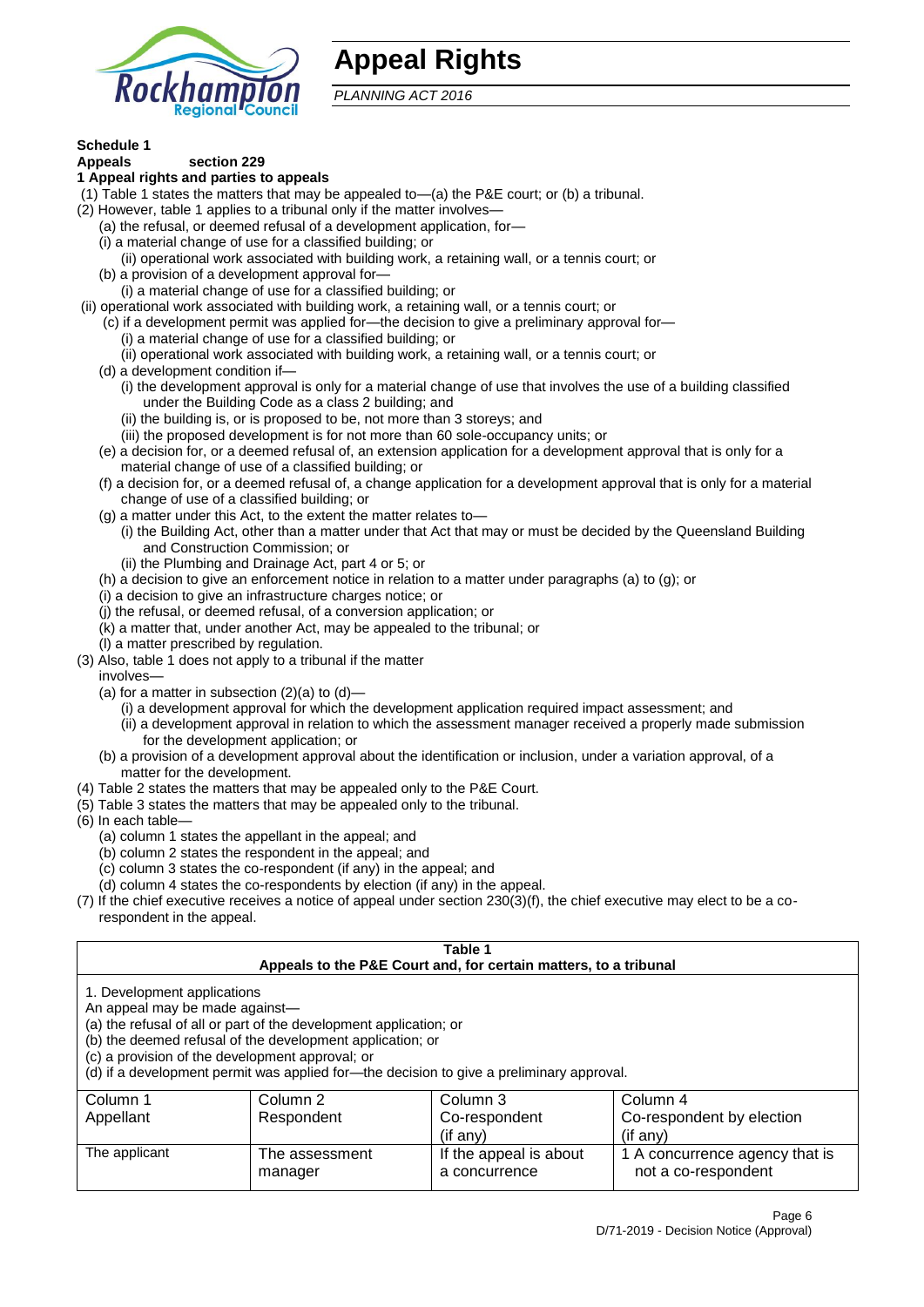# Appeal Rights

*PLANNING ACT 2016*

**Schedule 1**
**Appeals section 229**
**1 Appeal rights and parties to appeals**

(1) Table 1 states the matters that may be appealed to—(a) the P&E court; or (b) a tribunal.
(2) However, table 1 applies to a tribunal only if the matter involves—
(a) the refusal, or deemed refusal of a development application, for—
(i) a material change of use for a classified building; or
(ii) operational work associated with building work, a retaining wall, or a tennis court; or
(b) a provision of a development approval for—
(i) a material change of use for a classified building; or
(ii) operational work associated with building work, a retaining wall, or a tennis court; or
(c) if a development permit was applied for—the decision to give a preliminary approval for—
(i) a material change of use for a classified building; or
(ii) operational work associated with building work, a retaining wall, or a tennis court; or
(d) a development condition if—
(i) the development approval is only for a material change of use that involves the use of a building classified under the Building Code as a class 2 building; and
(ii) the building is, or is proposed to be, not more than 3 storeys; and
(iii) the proposed development is for not more than 60 sole-occupancy units; or
(e) a decision for, or a deemed refusal of, an extension application for a development approval that is only for a material change of use of a classified building; or
(f) a decision for, or a deemed refusal of, a change application for a development approval that is only for a material change of use of a classified building; or
(g) a matter under this Act, to the extent the matter relates to—
(i) the Building Act, other than a matter under that Act that may or must be decided by the Queensland Building and Construction Commission; or
(ii) the Plumbing and Drainage Act, part 4 or 5; or
(h) a decision to give an enforcement notice in relation to a matter under paragraphs (a) to (g); or
(i) a decision to give an infrastructure charges notice; or
(j) the refusal, or deemed refusal, of a conversion application; or
(k) a matter that, under another Act, may be appealed to the tribunal; or
(l) a matter prescribed by regulation.
(3) Also, table 1 does not apply to a tribunal if the matter involves—
(a) for a matter in subsection (2)(a) to (d)—
(i) a development approval for which the development application required impact assessment; and
(ii) a development approval in relation to which the assessment manager received a properly made submission for the development application; or
(b) a provision of a development approval about the identification or inclusion, under a variation approval, of a matter for the development.
(4) Table 2 states the matters that may be appealed only to the P&E Court.
(5) Table 3 states the matters that may be appealed only to the tribunal.
(6) In each table—
(a) column 1 states the appellant in the appeal; and
(b) column 2 states the respondent in the appeal; and
(c) column 3 states the co-respondent (if any) in the appeal; and
(d) column 4 states the co-respondents by election (if any) in the appeal.
(7) If the chief executive receives a notice of appeal under section 230(3)(f), the chief executive may elect to be a co-respondent in the appeal.

**Table 1**
**Appeals to the P&E Court and, for certain matters, to a tribunal**

1. Development applications
An appeal may be made against—
(a) the refusal of all or part of the development application; or
(b) the deemed refusal of the development application; or
(c) a provision of the development approval; or
(d) if a development permit was applied for—the decision to give a preliminary approval.

| Column 1<br>Appellant | Column 2<br>Respondent | Column 3<br>Co-respondent<br>(if any) | Column 4<br>Co-respondent by election<br>(if any) |
|---|---|---|---|
| The applicant | The assessment manager | If the appeal is about a concurrence | 1 A concurrence agency that is not a co-respondent |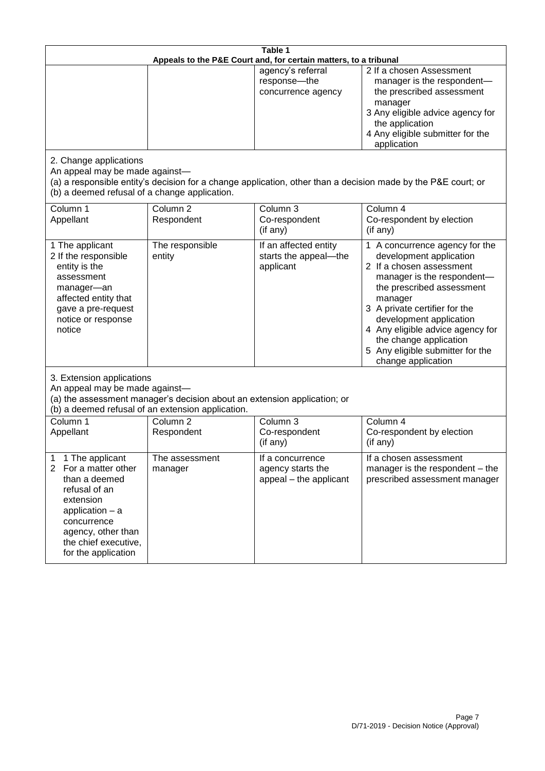**Table 1**
**Appeals to the P&E Court and, for certain matters, to a tribunal**

| | | | |
|---|---|---|---|
| | | agency's referral response—the concurrence agency | 2 If a chosen Assessment manager is the respondent—the prescribed assessment manager<br>3 Any eligible advice agency for the application<br>4 Any eligible submitter for the application |

2. Change applications

An appeal may be made against—
(a) a responsible entity's decision for a change application, other than a decision made by the P&E court; or
(b) a deemed refusal of a change application.

| Column 1<br>Appellant | Column 2<br>Respondent | Column 3<br>Co-respondent<br>(if any) | Column 4<br>Co-respondent by election<br>(if any) |
|---|---|---|---|
| 1 The applicant<br>2 If the responsible entity is the assessment manager—an affected entity that gave a pre-request notice or response notice | The responsible entity | If an affected entity starts the appeal—the applicant | 1 A concurrence agency for the development application<br>2 If a chosen assessment manager is the respondent—the prescribed assessment manager<br>3 A private certifier for the development application<br>4 Any eligible advice agency for the change application<br>5 Any eligible submitter for the change application |

3. Extension applications

An appeal may be made against—
(a) the assessment manager's decision about an extension application; or
(b) a deemed refusal of an extension application.

| Column 1<br>Appellant | Column 2<br>Respondent | Column 3<br>Co-respondent<br>(if any) | Column 4<br>Co-respondent by election<br>(if any) |
|---|---|---|---|
| 1 1 The applicant<br>2 For a matter other than a deemed refusal of an extension application – a concurrence agency, other than the chief executive, for the application | The assessment manager | If a concurrence agency starts the appeal – the applicant | If a chosen assessment manager is the respondent – the prescribed assessment manager |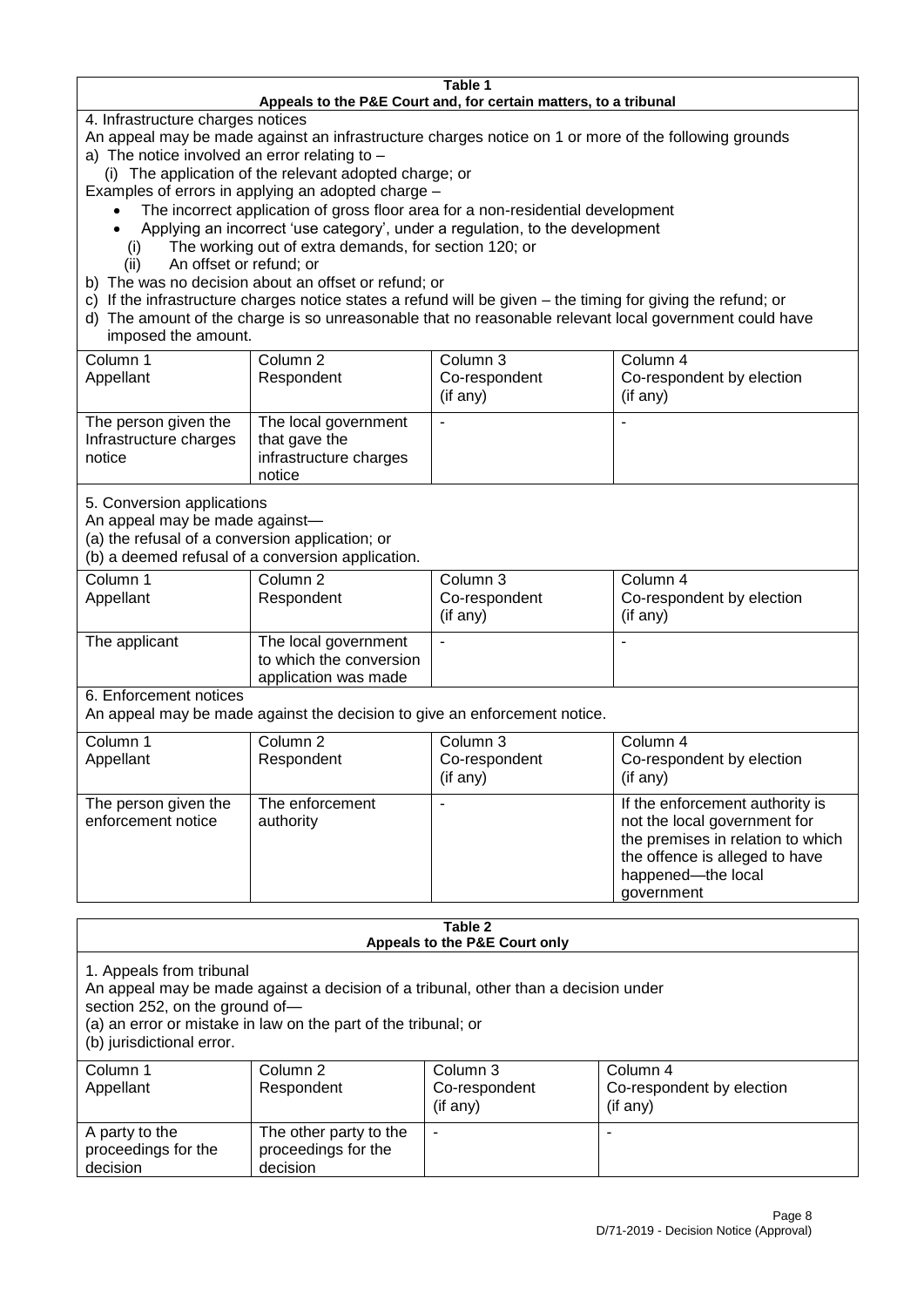**Table 1**
**Appeals to the P&E Court and, for certain matters, to a tribunal**

4. Infrastructure charges notices

An appeal may be made against an infrastructure charges notice on 1 or more of the following grounds

a) The notice involved an error relating to –

(i) The application of the relevant adopted charge; or

Examples of errors in applying an adopted charge –

- The incorrect application of gross floor area for a non-residential development
- Applying an incorrect 'use category', under a regulation, to the development

(i) The working out of extra demands, for section 120; or

(ii) An offset or refund; or

b) The was no decision about an offset or refund; or

c) If the infrastructure charges notice states a refund will be given – the timing for giving the refund; or

d) The amount of the charge is so unreasonable that no reasonable relevant local government could have imposed the amount.

| Column 1 Appellant | Column 2 Respondent | Column 3 Co-respondent (if any) | Column 4 Co-respondent by election (if any) |
|---|---|---|---|
| The person given the Infrastructure charges notice | The local government that gave the infrastructure charges notice | - | - |

5. Conversion applications

An appeal may be made against—

(a) the refusal of a conversion application; or

(b) a deemed refusal of a conversion application.

| Column 1 Appellant | Column 2 Respondent | Column 3 Co-respondent (if any) | Column 4 Co-respondent by election (if any) |
|---|---|---|---|
| The applicant | The local government to which the conversion application was made | - | - |

6. Enforcement notices

An appeal may be made against the decision to give an enforcement notice.

| Column 1 Appellant | Column 2 Respondent | Column 3 Co-respondent (if any) | Column 4 Co-respondent by election (if any) |
|---|---|---|---|
| The person given the enforcement notice | The enforcement authority | - | If the enforcement authority is not the local government for the premises in relation to which the offence is alleged to have happened—the local government |

**Table 2**
**Appeals to the P&E Court only**

1. Appeals from tribunal

An appeal may be made against a decision of a tribunal, other than a decision under section 252, on the ground of—

(a) an error or mistake in law on the part of the tribunal; or

(b) jurisdictional error.

| Column 1 Appellant | Column 2 Respondent | Column 3 Co-respondent (if any) | Column 4 Co-respondent by election (if any) |
|---|---|---|---|
| A party to the proceedings for the decision | The other party to the proceedings for the decision | - | - |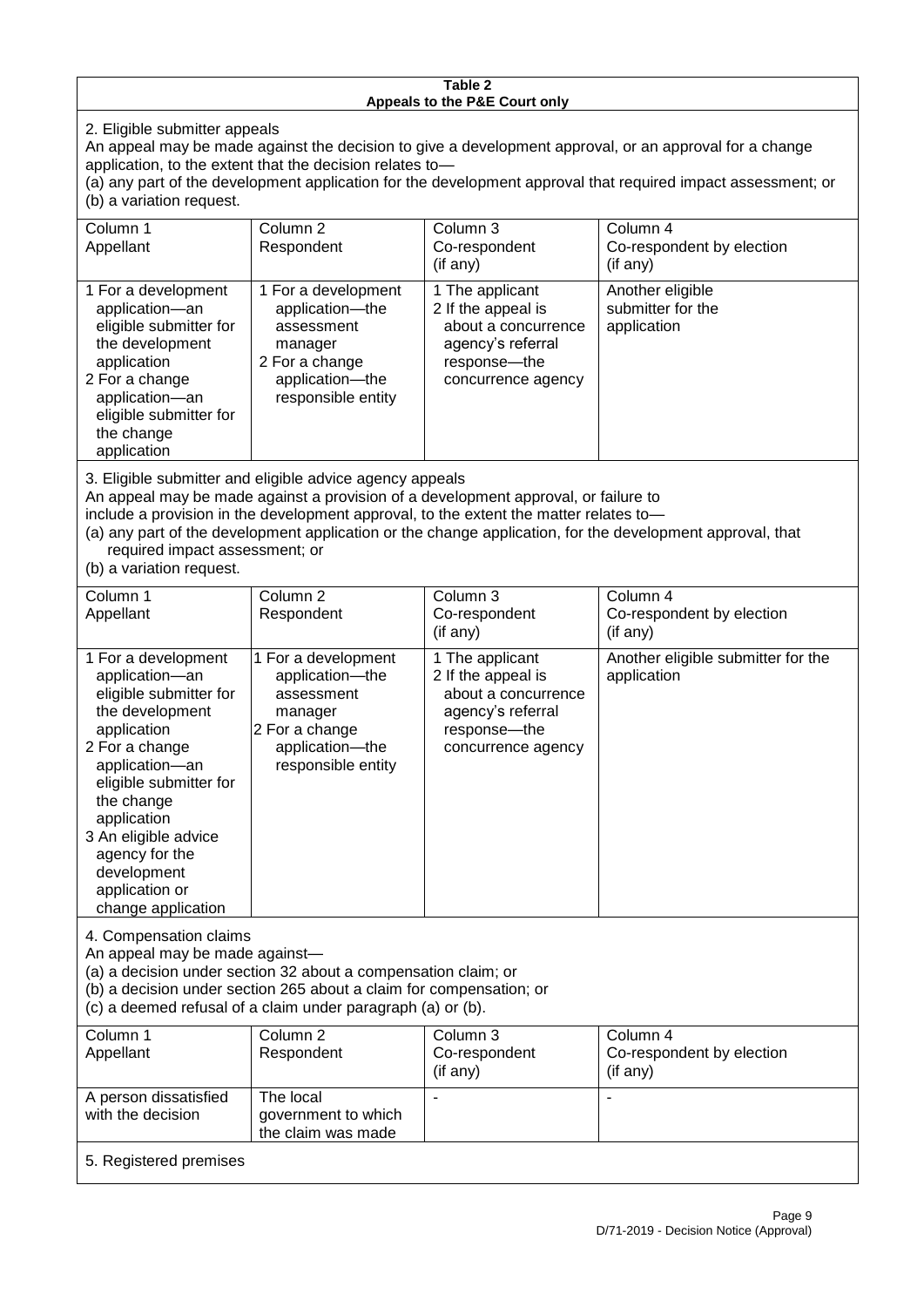**Table 2**
**Appeals to the P&E Court only**

2. Eligible submitter appeals

An appeal may be made against the decision to give a development approval, or an approval for a change application, to the extent that the decision relates to—

(a) any part of the development application for the development approval that required impact assessment; or

(b) a variation request.

| Column 1<br>Appellant | Column 2<br>Respondent | Column 3<br>Co-respondent<br>(if any) | Column 4<br>Co-respondent by election<br>(if any) |
|---|---|---|---|
| 1 For a development application—an eligible submitter for the development application<br>2 For a change application—an eligible submitter for the change application | 1 For a development application—the assessment manager<br>2 For a change application—the responsible entity | 1 The applicant<br>2 If the appeal is about a concurrence agency's referral response—the concurrence agency | Another eligible submitter for the application |

3. Eligible submitter and eligible advice agency appeals

An appeal may be made against a provision of a development approval, or failure to include a provision in the development approval, to the extent the matter relates to—

(a) any part of the development application or the change application, for the development approval, that required impact assessment; or

(b) a variation request.

| Column 1<br>Appellant | Column 2<br>Respondent | Column 3<br>Co-respondent<br>(if any) | Column 4<br>Co-respondent by election<br>(if any) |
|---|---|---|---|
| 1 For a development application—an eligible submitter for the development application<br>2 For a change application—an eligible submitter for the change application<br>3 An eligible advice agency for the development application or change application | 1 For a development application—the assessment manager<br>2 For a change application—the responsible entity | 1 The applicant<br>2 If the appeal is about a concurrence agency's referral response—the concurrence agency | Another eligible submitter for the application |

4. Compensation claims

An appeal may be made against—

(a) a decision under section 32 about a compensation claim; or

(b) a decision under section 265 about a claim for compensation; or

(c) a deemed refusal of a claim under paragraph (a) or (b).

| Column 1<br>Appellant | Column 2<br>Respondent | Column 3<br>Co-respondent<br>(if any) | Column 4<br>Co-respondent by election<br>(if any) |
|---|---|---|---|
| A person dissatisfied with the decision | The local government to which the claim was made | - | - |

5. Registered premises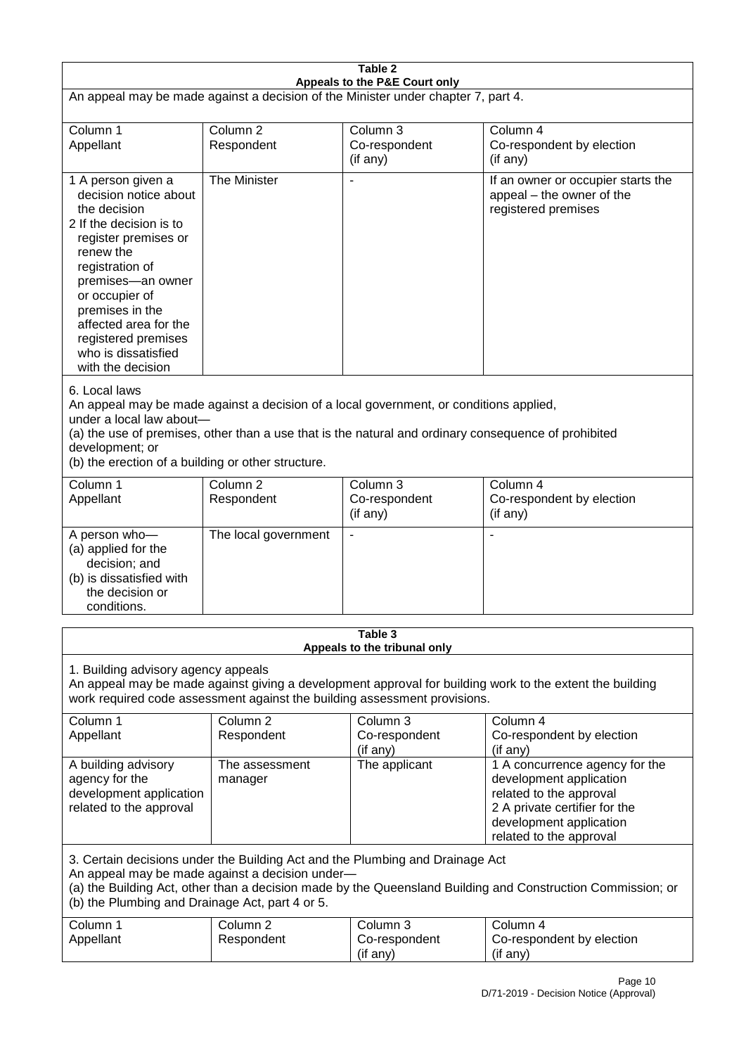**Table 2**
**Appeals to the P&E Court only**

An appeal may be made against a decision of the Minister under chapter 7, part 4.

| Column 1<br>Appellant | Column 2<br>Respondent | Column 3<br>Co-respondent<br>(if any) | Column 4<br>Co-respondent by election<br>(if any) |
|---|---|---|---|
| 1 A person given a decision notice about the decision<br>2 If the decision is to register premises or renew the registration of premises—an owner or occupier of premises in the affected area for the registered premises who is dissatisfied with the decision | The Minister | - | If an owner or occupier starts the appeal – the owner of the registered premises |

6. Local laws

An appeal may be made against a decision of a local government, or conditions applied, under a local law about—

(a) the use of premises, other than a use that is the natural and ordinary consequence of prohibited development; or

(b) the erection of a building or other structure.

| Column 1<br>Appellant | Column 2<br>Respondent | Column 3<br>Co-respondent<br>(if any) | Column 4<br>Co-respondent by election<br>(if any) |
|---|---|---|---|
| A person who—<br>(a) applied for the decision; and<br>(b) is dissatisfied with the decision or conditions. | The local government | - | - |

**Table 3**
**Appeals to the tribunal only**

1. Building advisory agency appeals

An appeal may be made against giving a development approval for building work to the extent the building work required code assessment against the building assessment provisions.

| Column 1<br>Appellant | Column 2<br>Respondent | Column 3<br>Co-respondent<br>(if any) | Column 4<br>Co-respondent by election<br>(if any) |
|---|---|---|---|
| A building advisory agency for the development application related to the approval | The assessment manager | The applicant | 1 A concurrence agency for the development application related to the approval<br>2 A private certifier for the development application related to the approval |

3. Certain decisions under the Building Act and the Plumbing and Drainage Act

An appeal may be made against a decision under—

(a) the Building Act, other than a decision made by the Queensland Building and Construction Commission; or

(b) the Plumbing and Drainage Act, part 4 or 5.

| Column 1<br>Appellant | Column 2<br>Respondent | Column 3<br>Co-respondent<br>(if any) | Column 4<br>Co-respondent by election<br>(if any) |
|---|---|---|---|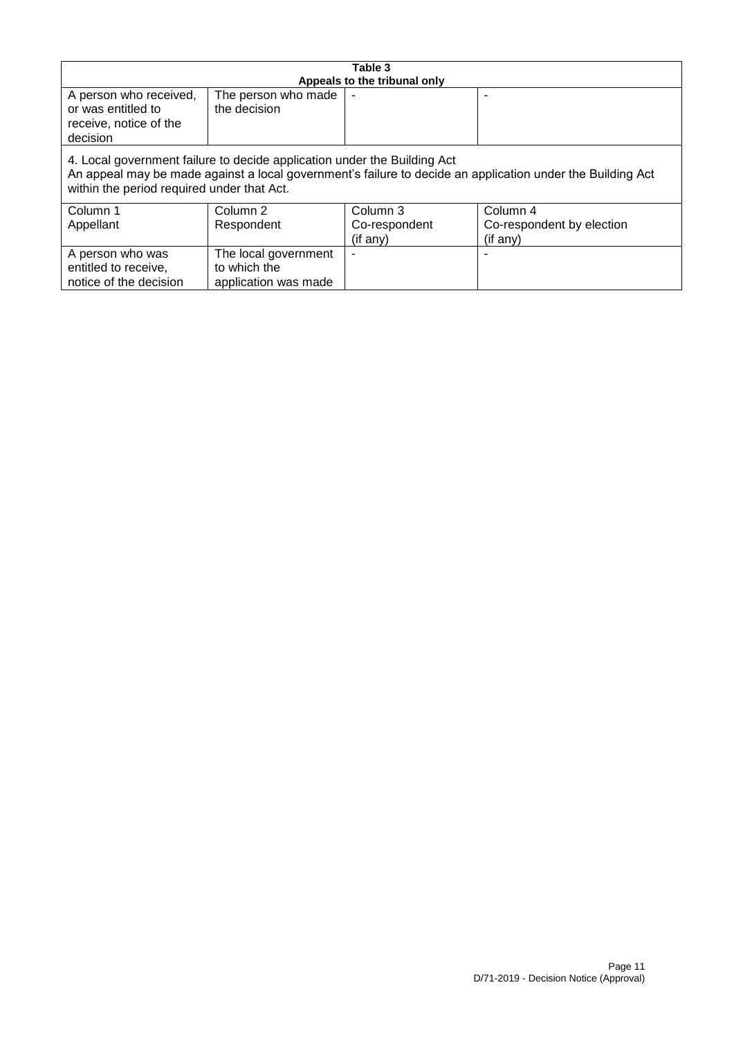| Table 3 | | | |
|---|---|---|---|
| **Appeals to the tribunal only** | | | |
| A person who received, or was entitled to receive, notice of the decision | The person who made the decision | - | - |
| 4. Local government failure to decide application under the Building Act<br>An appeal may be made against a local government's failure to decide an application under the Building Act within the period required under that Act. | | | |
| Column 1<br>Appellant | Column 2<br>Respondent | Column 3<br>Co-respondent<br>(if any) | Column 4<br>Co-respondent by election<br>(if any) |
| A person who was entitled to receive, notice of the decision | The local government to which the application was made | - | - |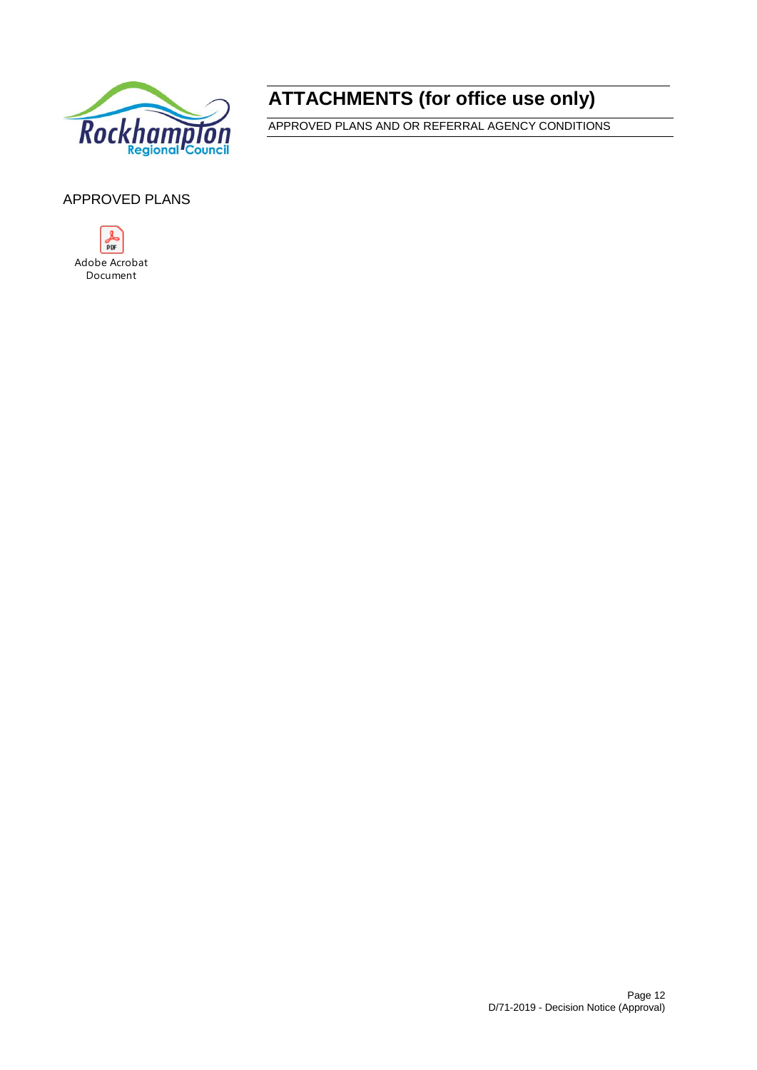# ATTACHMENTS (for office use only)

APPROVED PLANS AND OR REFERRAL AGENCY CONDITIONS

## APPROVED PLANS

Adobe Acrobat Document